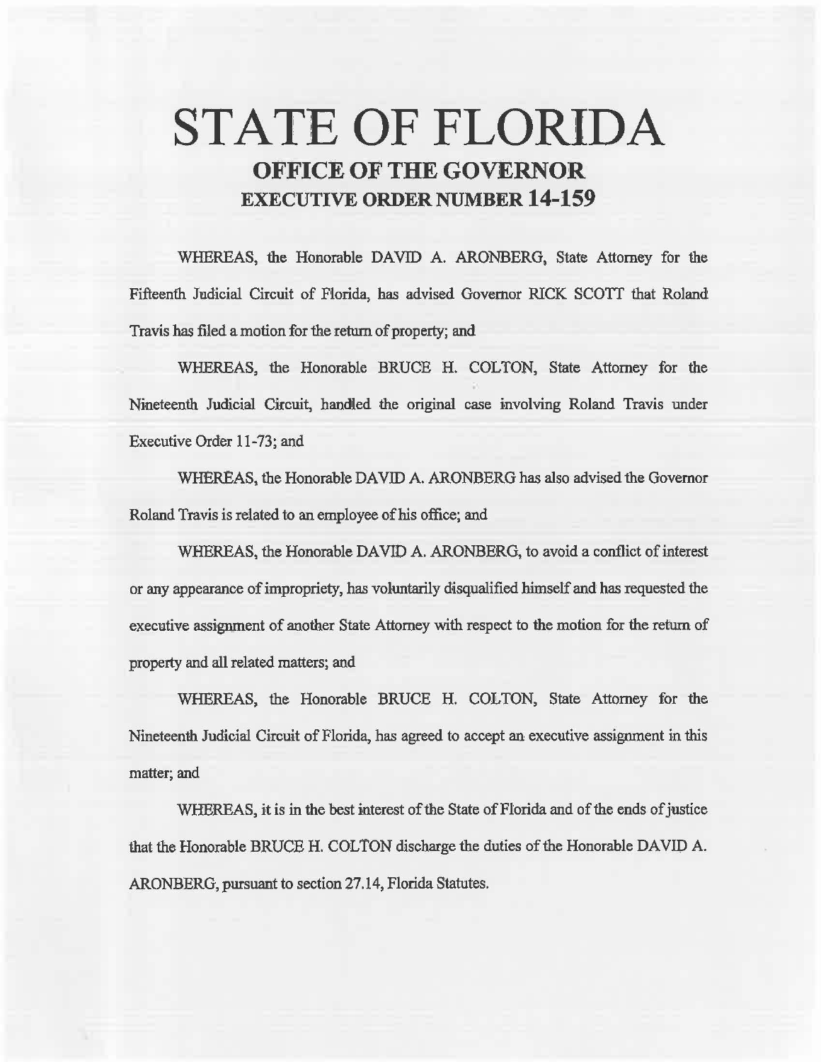# STATE OF FLORIDA

## OFFICE OF THE GOVERNOR

## EXECUTIVE ORDER NUMBER 14-159

WHEREAS, the Honorable DAVID A. ARONBERG, State Attorney for the Fifteenth Judicial Circuit of Florida, has advised Governor RICK SCOTT that Roland Travis has filed a motion for the return of property; and

WHEREAS, the Honorable BRUCE H. COLTON, State Attorney for the Nineteenth Judicial Circuit, handled the original case involving Roland Travis under Executive Order 11-73; and

WHEREAS, the Honorable DAVID A. ARONBERG has also advised the Governor Roland Travis is related to an employee of his office; and

WHEREAS, the Honorable DAVID A. ARONBERG, to avoid a conflict of interest or any appearance of impropriety, has voluntarily disqualified himself and has requested the executive assignment of another State Attorney with respect to the motion for the return of property and all related matters; and

WHEREAS, the Honorable BRUCE H. COLTON, State Attorney for the Nineteenth Judicial Circuit of Florida, has agreed to accept an executive assignment in this matter; and

WHEREAS, it is in the best interest of the State of Florida and of the ends of justice that the Honorable BRUCE H. COLTON discharge the duties of the Honorable DAVID A. ARONBERG, pursuant to section 27.14, Florida Statutes.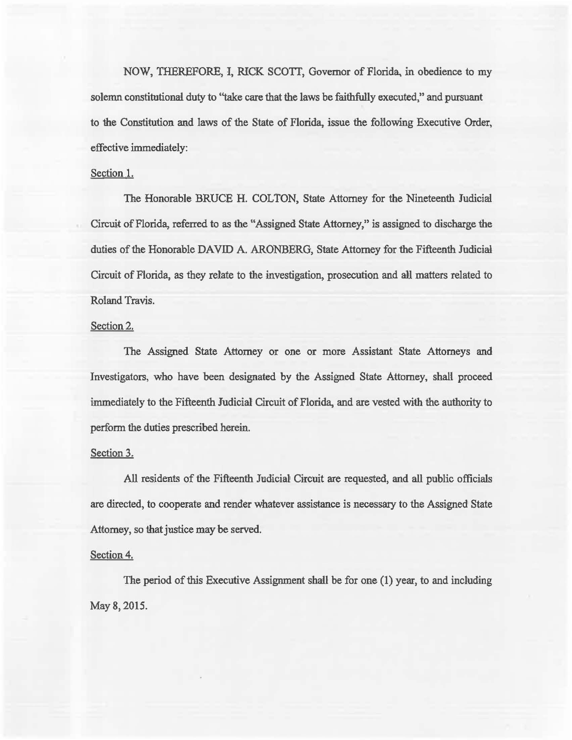NOW, THEREFORE, I, RICK SCOTT, Governor of Florida, in obedience to my solemn constitutional duty to "take care that the laws be faithfully executed," and pursuant to the Constitution and laws of the State of Florida, issue the following Executive Order, effective immediately:

Section 1.

The Honorable BRUCE H. COLTON, State Attorney for the Nineteenth Judicial Circuit of Florida, referred to as the "Assigned State Attorney," is assigned to discharge the duties of the Honorable DAVID A. ARONBERG, State Attorney for the Fifteenth Judicial Circuit of Florida, as they relate to the investigation, prosecution and all matters related to Roland Travis.

Section 2.

The Assigned State Attorney or one or more Assistant State Attorneys and Investigators, who have been designated by the Assigned State Attorney, shall proceed immediately to the Fifteenth Judicial Circuit of Florida, and are vested with the authority to perform the duties prescribed herein.

Section 3.

All residents of the Fifteenth Judicial Circuit are requested, and all public officials are directed, to cooperate and render whatever assistance is necessary to the Assigned State Attorney, so that justice may be served.

Section 4.

The period of this Executive Assignment shall be for one (1) year, to and including May 8, 2015.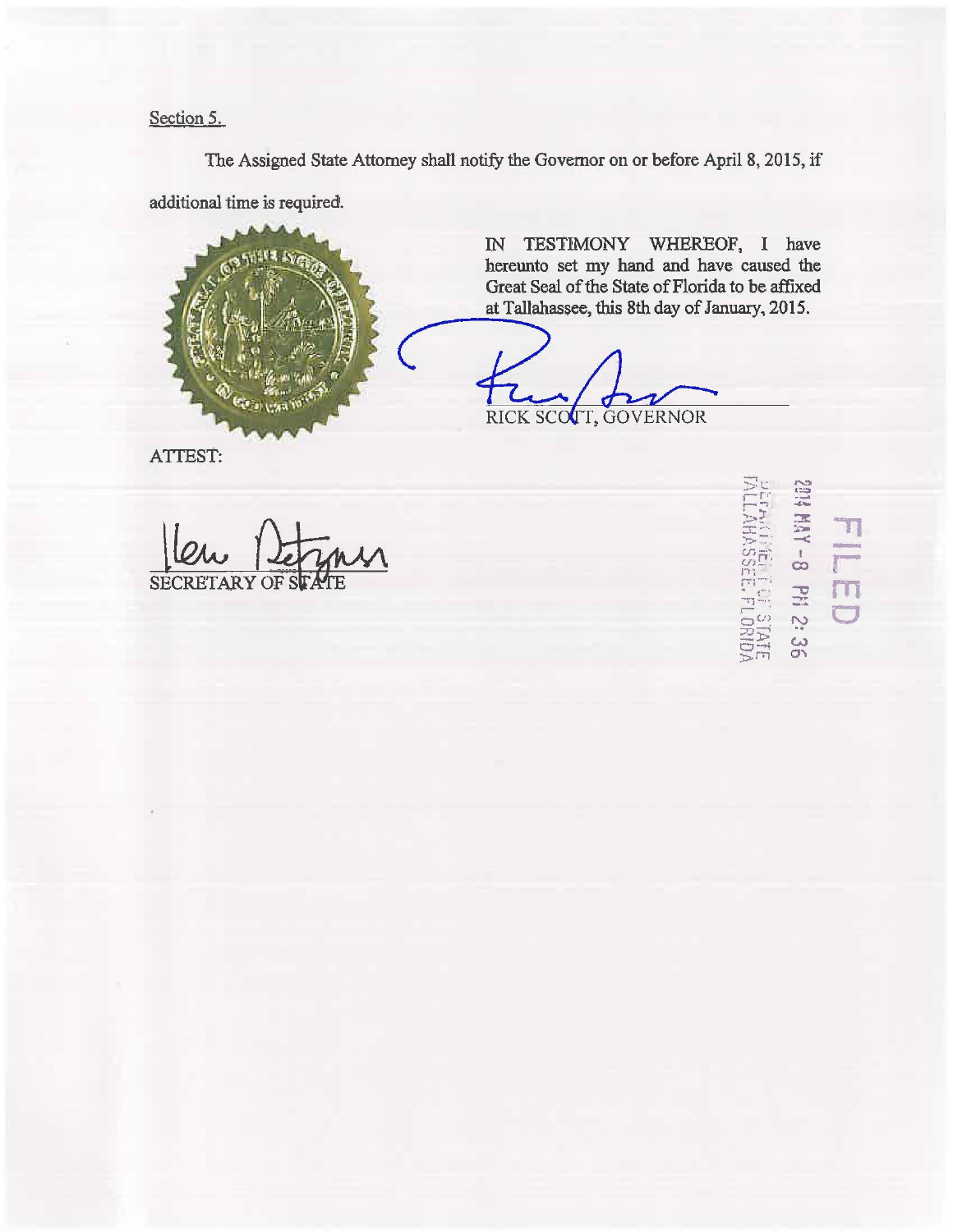Section 5.

The Assigned State Attorney shall notify the Governor on or before April 8, 2015, if additional time is required.

IN TESTIMONY WHEREOF, I have hereunto set my hand and have caused the Great Seal of the State of Florida to be affixed at Tallahassee, this 8th day of January, 2015.

RICK SCOTT, GOVERNOR

ATTEST:

SECRETARY OF STATE

FILED

2014 MAY -8 PM 2:36

DEPARTMENT OF STATE
TALLAHASSEE, FLORIDA